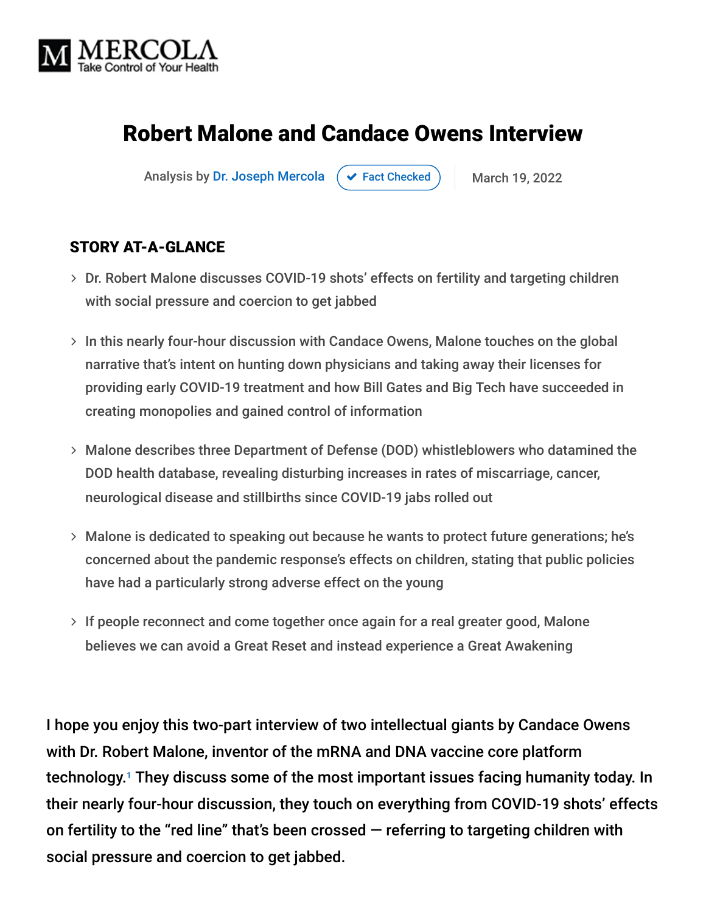MERCOLA
Take Control of Your Health

# Robert Malone and Candace Owens Interview

Analysis by Dr. Joseph Mercola ✔ Fact Checked | March 19, 2022

## STORY AT-A-GLANCE

- Dr. Robert Malone discusses COVID-19 shots' effects on fertility and targeting children with social pressure and coercion to get jabbed
- In this nearly four-hour discussion with Candace Owens, Malone touches on the global narrative that's intent on hunting down physicians and taking away their licenses for providing early COVID-19 treatment and how Bill Gates and Big Tech have succeeded in creating monopolies and gained control of information
- Malone describes three Department of Defense (DOD) whistleblowers who datamined the DOD health database, revealing disturbing increases in rates of miscarriage, cancer, neurological disease and stillbirths since COVID-19 jabs rolled out
- Malone is dedicated to speaking out because he wants to protect future generations; he's concerned about the pandemic response's effects on children, stating that public policies have had a particularly strong adverse effect on the young
- If people reconnect and come together once again for a real greater good, Malone believes we can avoid a Great Reset and instead experience a Great Awakening

I hope you enjoy this two-part interview of two intellectual giants by Candace Owens with Dr. Robert Malone, inventor of the mRNA and DNA vaccine core platform technology.[1] They discuss some of the most important issues facing humanity today. In their nearly four-hour discussion, they touch on everything from COVID-19 shots' effects on fertility to the "red line" that's been crossed — referring to targeting children with social pressure and coercion to get jabbed.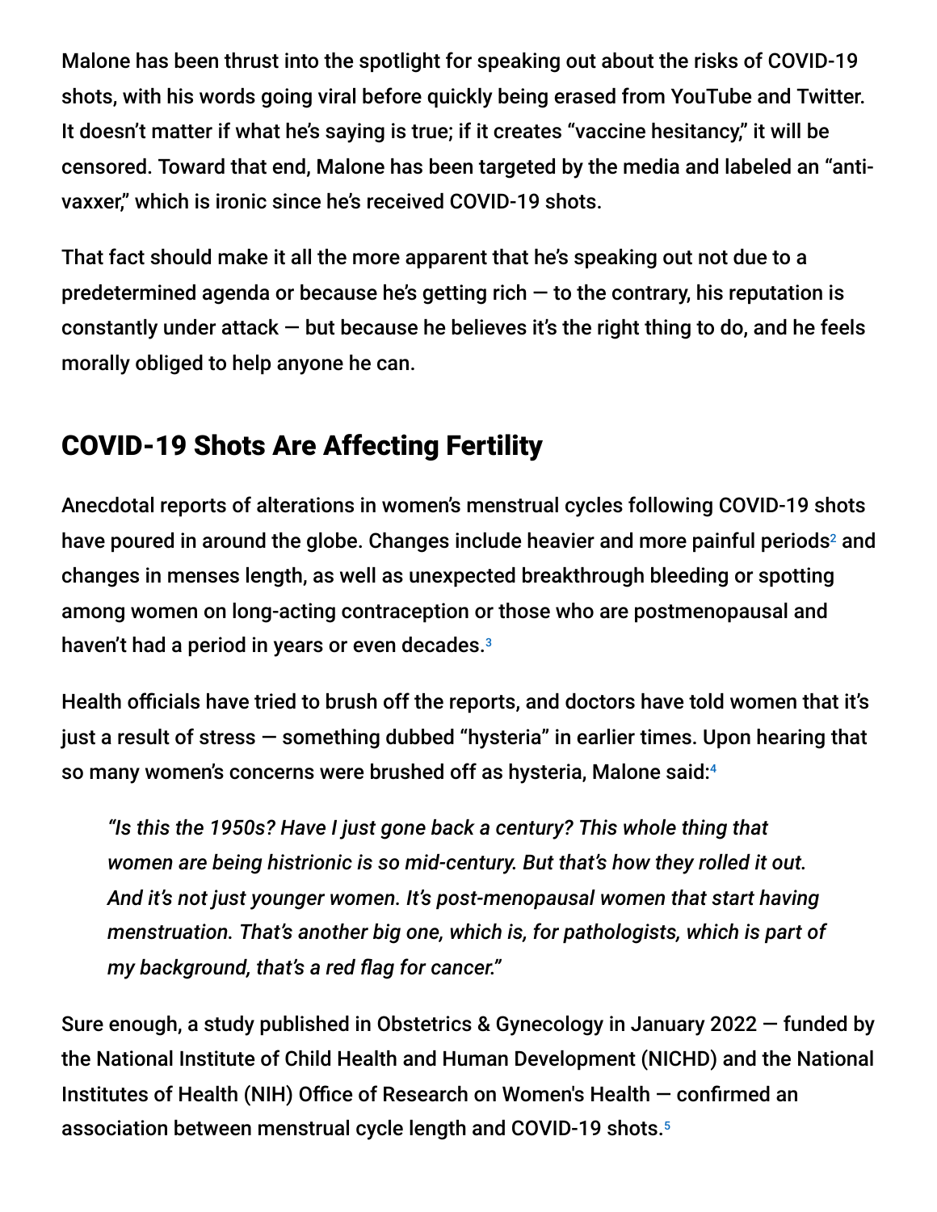Malone has been thrust into the spotlight for speaking out about the risks of COVID-19 shots, with his words going viral before quickly being erased from YouTube and Twitter. It doesn't matter if what he's saying is true; if it creates "vaccine hesitancy," it will be censored. Toward that end, Malone has been targeted by the media and labeled an "anti-vaxxer," which is ironic since he's received COVID-19 shots.

That fact should make it all the more apparent that he's speaking out not due to a predetermined agenda or because he's getting rich — to the contrary, his reputation is constantly under attack — but because he believes it's the right thing to do, and he feels morally obliged to help anyone he can.

## COVID-19 Shots Are Affecting Fertility

Anecdotal reports of alterations in women's menstrual cycles following COVID-19 shots have poured in around the globe. Changes include heavier and more painful periods[2] and changes in menses length, as well as unexpected breakthrough bleeding or spotting among women on long-acting contraception or those who are postmenopausal and haven't had a period in years or even decades.[3]

Health officials have tried to brush off the reports, and doctors have told women that it's just a result of stress — something dubbed "hysteria" in earlier times. Upon hearing that so many women's concerns were brushed off as hysteria, Malone said:[4]

> *"Is this the 1950s? Have I just gone back a century? This whole thing that women are being histrionic is so mid-century. But that's how they rolled it out. And it's not just younger women. It's post-menopausal women that start having menstruation. That's another big one, which is, for pathologists, which is part of my background, that's a red flag for cancer."*

Sure enough, a study published in Obstetrics & Gynecology in January 2022 — funded by the National Institute of Child Health and Human Development (NICHD) and the National Institutes of Health (NIH) Office of Research on Women's Health — confirmed an association between menstrual cycle length and COVID-19 shots.[5]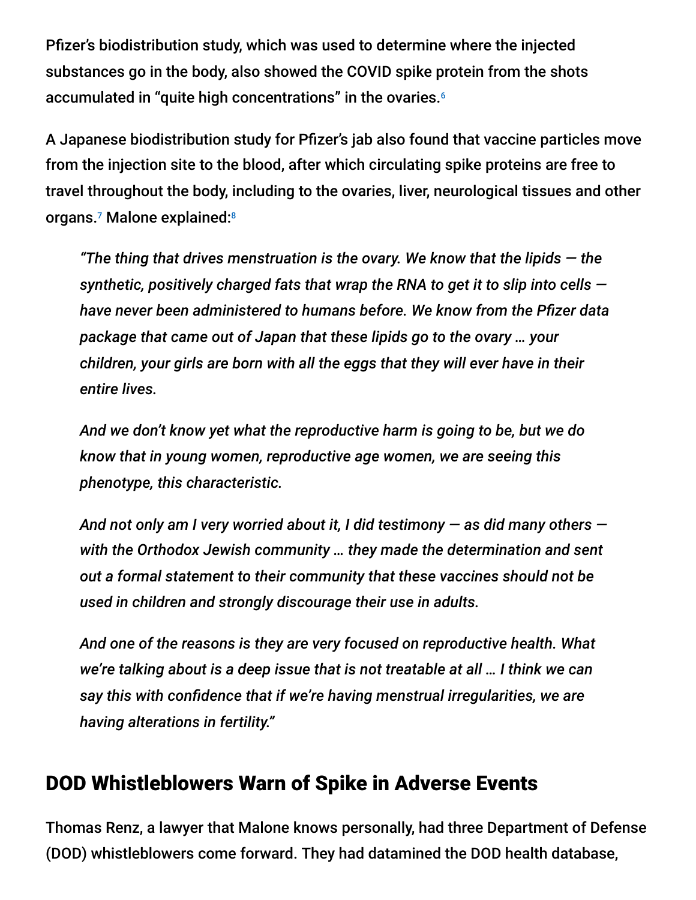Pfizer's biodistribution study, which was used to determine where the injected substances go in the body, also showed the COVID spike protein from the shots accumulated in "quite high concentrations" in the ovaries.[6]

A Japanese biodistribution study for Pfizer's jab also found that vaccine particles move from the injection site to the blood, after which circulating spike proteins are free to travel throughout the body, including to the ovaries, liver, neurological tissues and other organs.[7] Malone explained:[8]

> *"The thing that drives menstruation is the ovary. We know that the lipids — the synthetic, positively charged fats that wrap the RNA to get it to slip into cells — have never been administered to humans before. We know from the Pfizer data package that came out of Japan that these lipids go to the ovary … your children, your girls are born with all the eggs that they will ever have in their entire lives.*
>
> *And we don't know yet what the reproductive harm is going to be, but we do know that in young women, reproductive age women, we are seeing this phenotype, this characteristic.*
>
> *And not only am I very worried about it, I did testimony — as did many others — with the Orthodox Jewish community … they made the determination and sent out a formal statement to their community that these vaccines should not be used in children and strongly discourage their use in adults.*
>
> *And one of the reasons is they are very focused on reproductive health. What we're talking about is a deep issue that is not treatable at all … I think we can say this with confidence that if we're having menstrual irregularities, we are having alterations in fertility."*

## DOD Whistleblowers Warn of Spike in Adverse Events

Thomas Renz, a lawyer that Malone knows personally, had three Department of Defense (DOD) whistleblowers come forward. They had datamined the DOD health database,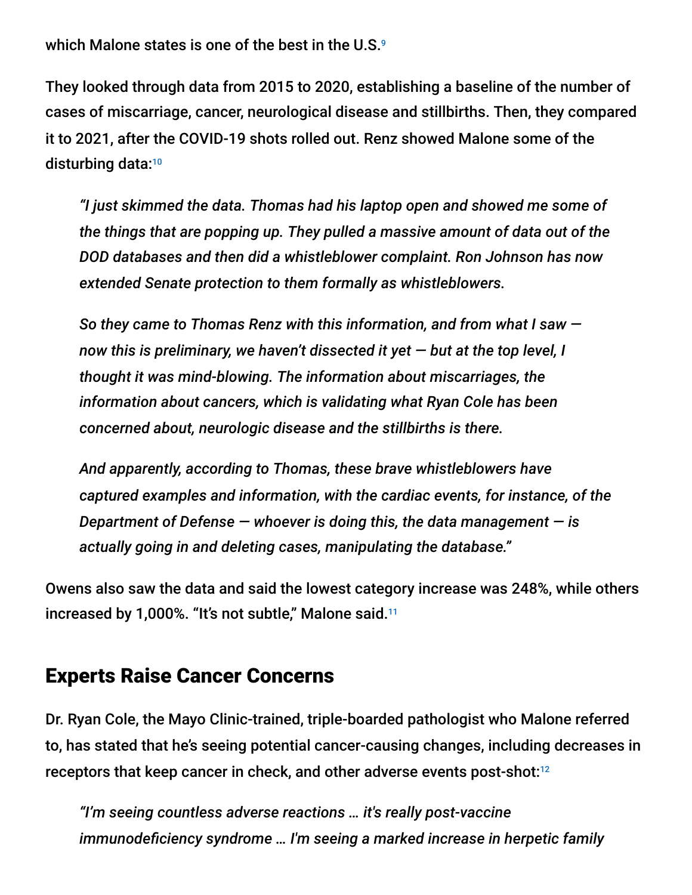which Malone states is one of the best in the U.S.[9]

They looked through data from 2015 to 2020, establishing a baseline of the number of cases of miscarriage, cancer, neurological disease and stillbirths. Then, they compared it to 2021, after the COVID-19 shots rolled out. Renz showed Malone some of the disturbing data:[10]

> *"I just skimmed the data. Thomas had his laptop open and showed me some of the things that are popping up. They pulled a massive amount of data out of the DOD databases and then did a whistleblower complaint. Ron Johnson has now extended Senate protection to them formally as whistleblowers.*
>
> *So they came to Thomas Renz with this information, and from what I saw — now this is preliminary, we haven't dissected it yet — but at the top level, I thought it was mind-blowing. The information about miscarriages, the information about cancers, which is validating what Ryan Cole has been concerned about, neurologic disease and the stillbirths is there.*
>
> *And apparently, according to Thomas, these brave whistleblowers have captured examples and information, with the cardiac events, for instance, of the Department of Defense — whoever is doing this, the data management — is actually going in and deleting cases, manipulating the database."*

Owens also saw the data and said the lowest category increase was 248%, while others increased by 1,000%. "It's not subtle," Malone said.[11]

## Experts Raise Cancer Concerns

Dr. Ryan Cole, the Mayo Clinic-trained, triple-boarded pathologist who Malone referred to, has stated that he's seeing potential cancer-causing changes, including decreases in receptors that keep cancer in check, and other adverse events post-shot:[12]

> *"I'm seeing countless adverse reactions … it's really post-vaccine immunodeficiency syndrome … I'm seeing a marked increase in herpetic family*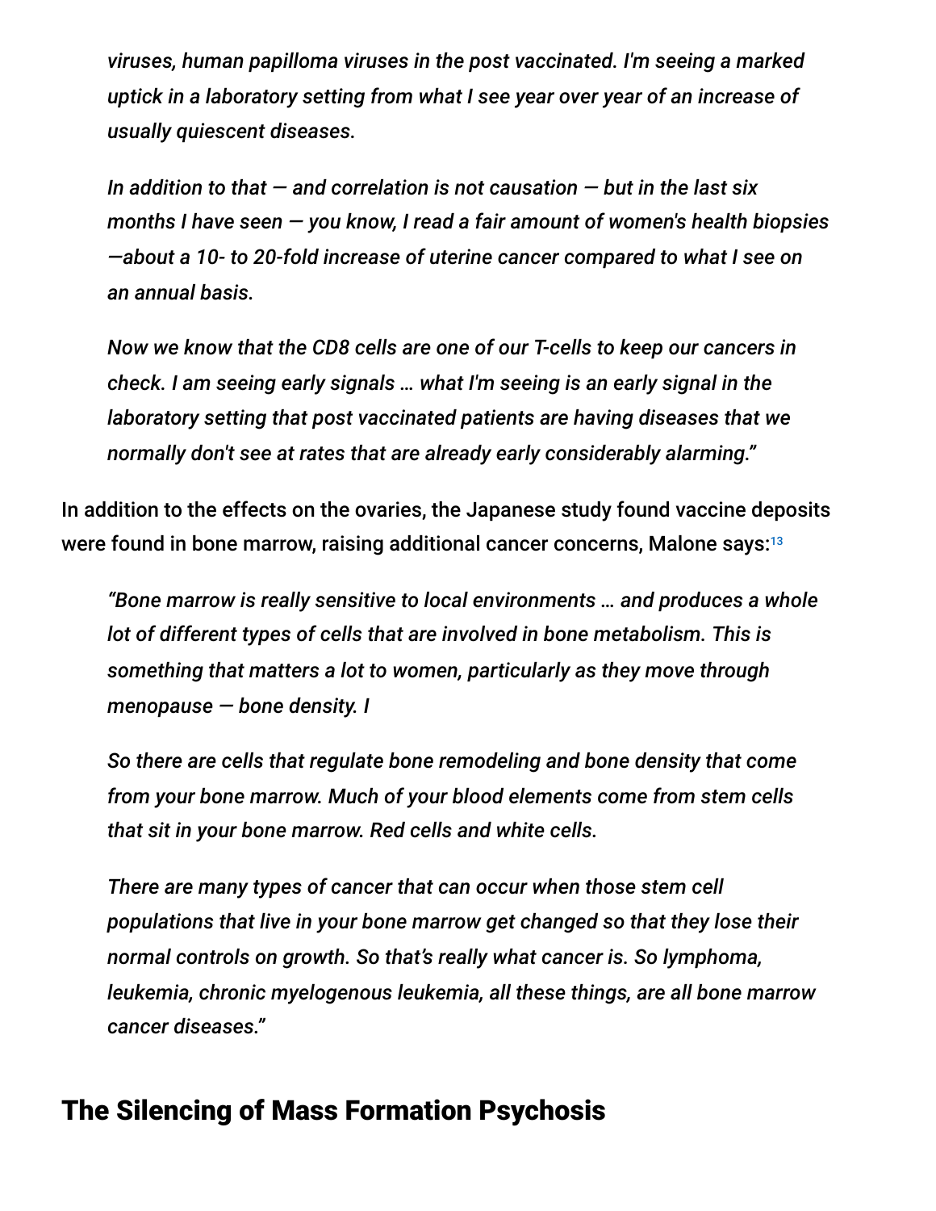*viruses, human papilloma viruses in the post vaccinated. I'm seeing a marked uptick in a laboratory setting from what I see year over year of an increase of usually quiescent diseases.*

*In addition to that — and correlation is not causation — but in the last six months I have seen — you know, I read a fair amount of women's health biopsies —about a 10- to 20-fold increase of uterine cancer compared to what I see on an annual basis.*

*Now we know that the CD8 cells are one of our T-cells to keep our cancers in check. I am seeing early signals … what I'm seeing is an early signal in the laboratory setting that post vaccinated patients are having diseases that we normally don't see at rates that are already early considerably alarming."*

In addition to the effects on the ovaries, the Japanese study found vaccine deposits were found in bone marrow, raising additional cancer concerns, Malone says:[13]

*"Bone marrow is really sensitive to local environments … and produces a whole lot of different types of cells that are involved in bone metabolism. This is something that matters a lot to women, particularly as they move through menopause — bone density. I*

*So there are cells that regulate bone remodeling and bone density that come from your bone marrow. Much of your blood elements come from stem cells that sit in your bone marrow. Red cells and white cells.*

*There are many types of cancer that can occur when those stem cell populations that live in your bone marrow get changed so that they lose their normal controls on growth. So that's really what cancer is. So lymphoma, leukemia, chronic myelogenous leukemia, all these things, are all bone marrow cancer diseases."*

## The Silencing of Mass Formation Psychosis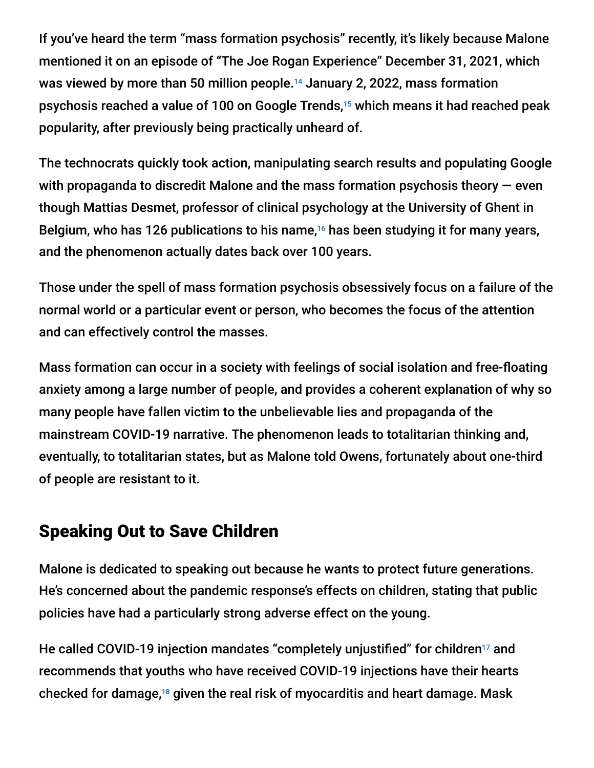If you've heard the term "mass formation psychosis" recently, it's likely because Malone mentioned it on an episode of "The Joe Rogan Experience" December 31, 2021, which was viewed by more than 50 million people.[14] January 2, 2022, mass formation psychosis reached a value of 100 on Google Trends,[15] which means it had reached peak popularity, after previously being practically unheard of.

The technocrats quickly took action, manipulating search results and populating Google with propaganda to discredit Malone and the mass formation psychosis theory — even though Mattias Desmet, professor of clinical psychology at the University of Ghent in Belgium, who has 126 publications to his name,[16] has been studying it for many years, and the phenomenon actually dates back over 100 years.

Those under the spell of mass formation psychosis obsessively focus on a failure of the normal world or a particular event or person, who becomes the focus of the attention and can effectively control the masses.

Mass formation can occur in a society with feelings of social isolation and free-floating anxiety among a large number of people, and provides a coherent explanation of why so many people have fallen victim to the unbelievable lies and propaganda of the mainstream COVID-19 narrative. The phenomenon leads to totalitarian thinking and, eventually, to totalitarian states, but as Malone told Owens, fortunately about one-third of people are resistant to it.

## Speaking Out to Save Children

Malone is dedicated to speaking out because he wants to protect future generations. He's concerned about the pandemic response's effects on children, stating that public policies have had a particularly strong adverse effect on the young.

He called COVID-19 injection mandates "completely unjustified" for children[17] and recommends that youths who have received COVID-19 injections have their hearts checked for damage,[18] given the real risk of myocarditis and heart damage. Mask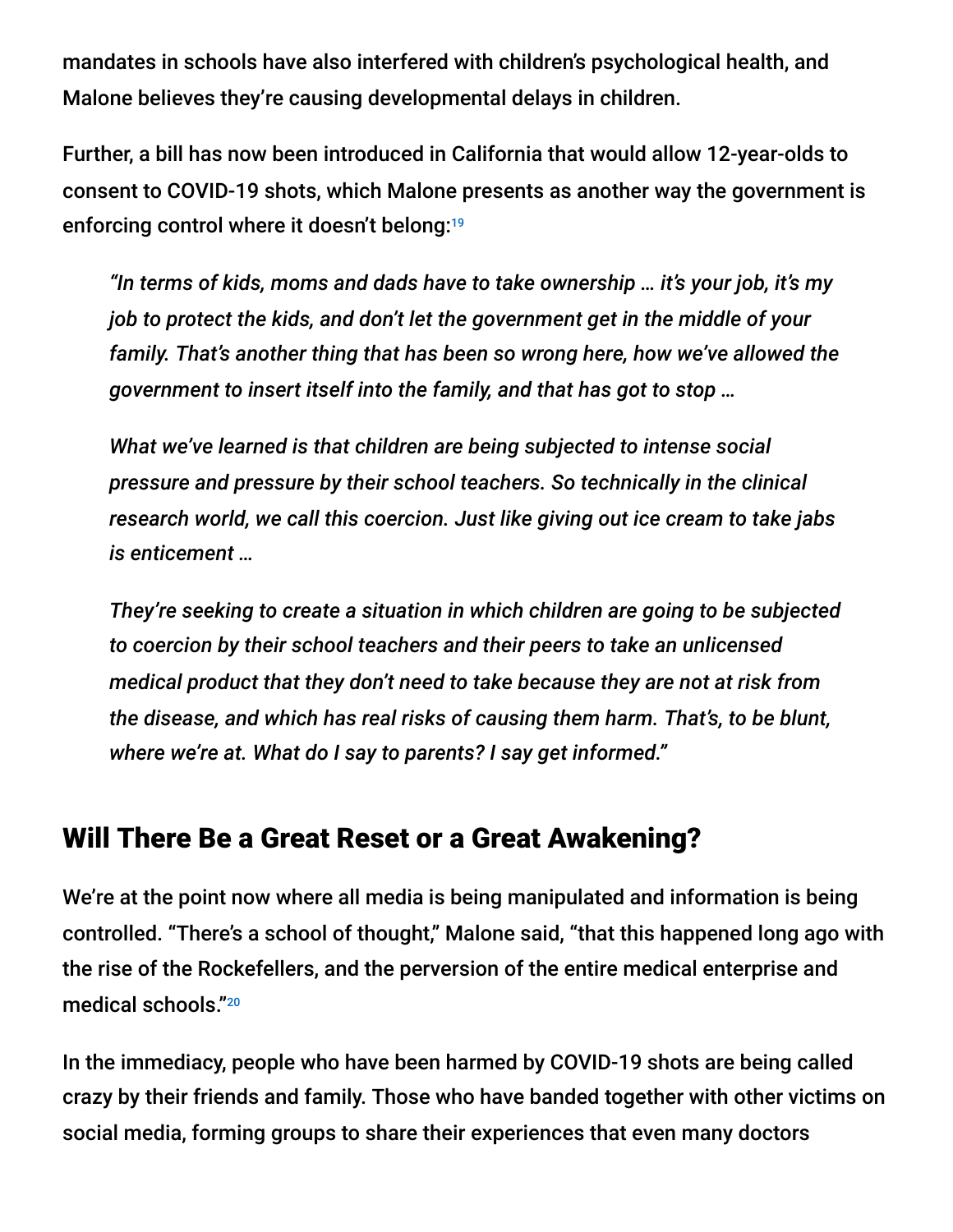mandates in schools have also interfered with children's psychological health, and Malone believes they're causing developmental delays in children.

Further, a bill has now been introduced in California that would allow 12-year-olds to consent to COVID-19 shots, which Malone presents as another way the government is enforcing control where it doesn't belong:[19]

> *"In terms of kids, moms and dads have to take ownership … it's your job, it's my job to protect the kids, and don't let the government get in the middle of your family. That's another thing that has been so wrong here, how we've allowed the government to insert itself into the family, and that has got to stop …*
>
> *What we've learned is that children are being subjected to intense social pressure and pressure by their school teachers. So technically in the clinical research world, we call this coercion. Just like giving out ice cream to take jabs is enticement …*
>
> *They're seeking to create a situation in which children are going to be subjected to coercion by their school teachers and their peers to take an unlicensed medical product that they don't need to take because they are not at risk from the disease, and which has real risks of causing them harm. That's, to be blunt, where we're at. What do I say to parents? I say get informed."*

## Will There Be a Great Reset or a Great Awakening?

We're at the point now where all media is being manipulated and information is being controlled. "There's a school of thought," Malone said, "that this happened long ago with the rise of the Rockefellers, and the perversion of the entire medical enterprise and medical schools."[20]

In the immediacy, people who have been harmed by COVID-19 shots are being called crazy by their friends and family. Those who have banded together with other victims on social media, forming groups to share their experiences that even many doctors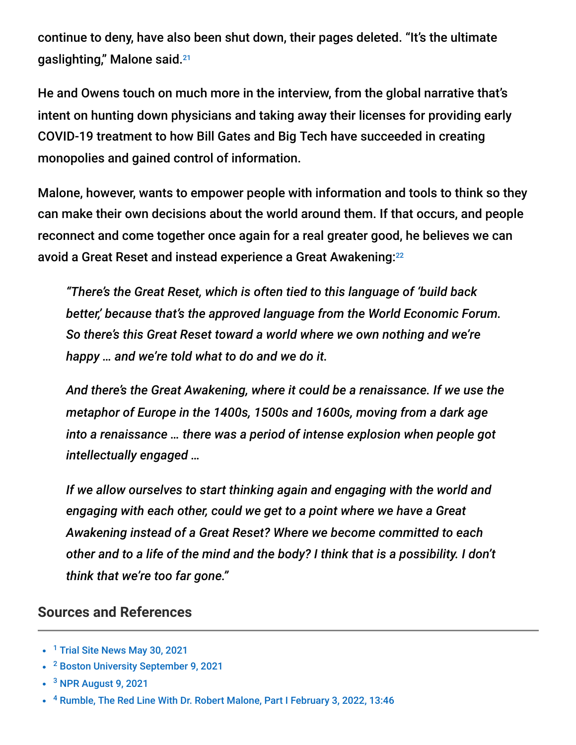continue to deny, have also been shut down, their pages deleted. "It's the ultimate gaslighting," Malone said.[21]

He and Owens touch on much more in the interview, from the global narrative that's intent on hunting down physicians and taking away their licenses for providing early COVID-19 treatment to how Bill Gates and Big Tech have succeeded in creating monopolies and gained control of information.

Malone, however, wants to empower people with information and tools to think so they can make their own decisions about the world around them. If that occurs, and people reconnect and come together once again for a real greater good, he believes we can avoid a Great Reset and instead experience a Great Awakening:[22]

> *"There's the Great Reset, which is often tied to this language of 'build back better,' because that's the approved language from the World Economic Forum. So there's this Great Reset toward a world where we own nothing and we're happy … and we're told what to do and we do it.*
>
> *And there's the Great Awakening, where it could be a renaissance. If we use the metaphor of Europe in the 1400s, 1500s and 1600s, moving from a dark age into a renaissance … there was a period of intense explosion when people got intellectually engaged …*
>
> *If we allow ourselves to start thinking again and engaging with the world and engaging with each other, could we get to a point where we have a Great Awakening instead of a Great Reset? Where we become committed to each other and to a life of the mind and the body? I think that is a possibility. I don't think that we're too far gone."*

## Sources and References

- [1] Trial Site News May 30, 2021
- [2] Boston University September 9, 2021
- [3] NPR August 9, 2021
- [4] Rumble, The Red Line With Dr. Robert Malone, Part I February 3, 2022, 13:46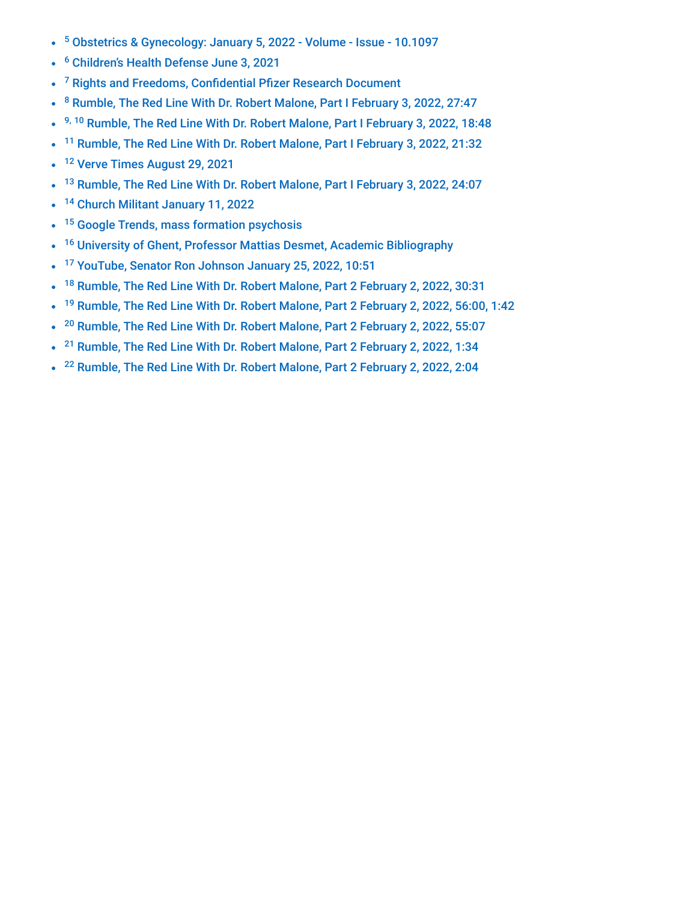- [5] Obstetrics & Gynecology: January 5, 2022 - Volume - Issue - 10.1097
- [6] Children's Health Defense June 3, 2021
- [7] Rights and Freedoms, Confidential Pfizer Research Document
- [8] Rumble, The Red Line With Dr. Robert Malone, Part I February 3, 2022, 27:47
- [9, 10] Rumble, The Red Line With Dr. Robert Malone, Part I February 3, 2022, 18:48
- [11] Rumble, The Red Line With Dr. Robert Malone, Part I February 3, 2022, 21:32
- [12] Verve Times August 29, 2021
- [13] Rumble, The Red Line With Dr. Robert Malone, Part I February 3, 2022, 24:07
- [14] Church Militant January 11, 2022
- [15] Google Trends, mass formation psychosis
- [16] University of Ghent, Professor Mattias Desmet, Academic Bibliography
- [17] YouTube, Senator Ron Johnson January 25, 2022, 10:51
- [18] Rumble, The Red Line With Dr. Robert Malone, Part 2 February 2, 2022, 30:31
- [19] Rumble, The Red Line With Dr. Robert Malone, Part 2 February 2, 2022, 56:00, 1:42
- [20] Rumble, The Red Line With Dr. Robert Malone, Part 2 February 2, 2022, 55:07
- [21] Rumble, The Red Line With Dr. Robert Malone, Part 2 February 2, 2022, 1:34
- [22] Rumble, The Red Line With Dr. Robert Malone, Part 2 February 2, 2022, 2:04